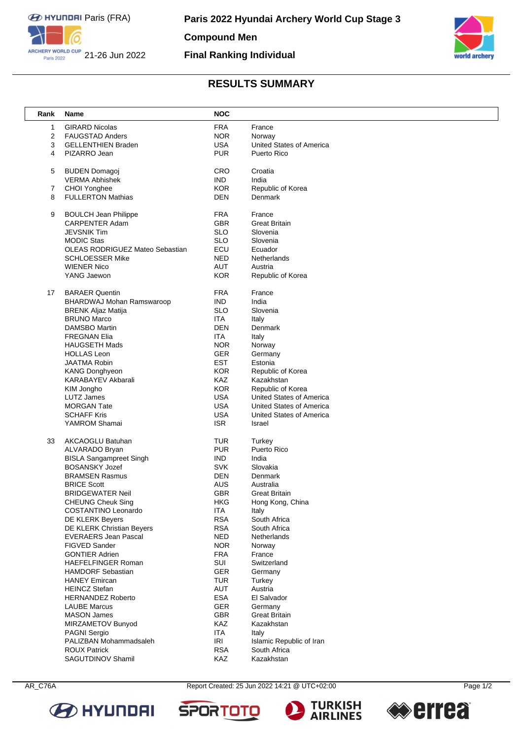Paris (FRA)

21-26 Jun 2022

# Paris 2022 Hyundai Archery World Cup Stage 3

## Compound Men

## Final Ranking Individual

### RESULTS SUMMARY

| Rank | Name | NOC | |
|---|---|---|---|
| 1 | GIRARD Nicolas | FRA | France |
| 2 | FAUGSTAD Anders | NOR | Norway |
| 3 | GELLENTHIEN Braden | USA | United States of America |
| 4 | PIZARRO Jean | PUR | Puerto Rico |
| 5 | BUDEN Domagoj | CRO | Croatia |
| | VERMA Abhishek | IND | India |
| 7 | CHOI Yonghee | KOR | Republic of Korea |
| 8 | FULLERTON Mathias | DEN | Denmark |
| 9 | BOULCH Jean Philippe | FRA | France |
| | CARPENTER Adam | GBR | Great Britain |
| | JEVSNIK Tim | SLO | Slovenia |
| | MODIC Stas | SLO | Slovenia |
| | OLEAS RODRIGUEZ Mateo Sebastian | ECU | Ecuador |
| | SCHLOESSER Mike | NED | Netherlands |
| | WIENER Nico | AUT | Austria |
| | YANG Jaewon | KOR | Republic of Korea |
| 17 | BARAER Quentin | FRA | France |
| | BHARDWAJ Mohan Ramswaroop | IND | India |
| | BRENK Aljaz Matija | SLO | Slovenia |
| | BRUNO Marco | ITA | Italy |
| | DAMSBO Martin | DEN | Denmark |
| | FREGNAN Elia | ITA | Italy |
| | HAUGSETH Mads | NOR | Norway |
| | HOLLAS Leon | GER | Germany |
| | JAATMA Robin | EST | Estonia |
| | KANG Donghyeon | KOR | Republic of Korea |
| | KARABAYEV Akbarali | KAZ | Kazakhstan |
| | KIM Jongho | KOR | Republic of Korea |
| | LUTZ James | USA | United States of America |
| | MORGAN Tate | USA | United States of America |
| | SCHAFF Kris | USA | United States of America |
| | YAMROM Shamai | ISR | Israel |
| 33 | AKCAOGLU Batuhan | TUR | Turkey |
| | ALVARADO Bryan | PUR | Puerto Rico |
| | BISLA Sangampreet Singh | IND | India |
| | BOSANSKY Jozef | SVK | Slovakia |
| | BRAMSEN Rasmus | DEN | Denmark |
| | BRICE Scott | AUS | Australia |
| | BRIDGEWATER Neil | GBR | Great Britain |
| | CHEUNG Cheuk Sing | HKG | Hong Kong, China |
| | COSTANTINO Leonardo | ITA | Italy |
| | DE KLERK Beyers | RSA | South Africa |
| | DE KLERK Christian Beyers | RSA | South Africa |
| | EVERAERS Jean Pascal | NED | Netherlands |
| | FIGVED Sander | NOR | Norway |
| | GONTIER Adrien | FRA | France |
| | HAEFELFINGER Roman | SUI | Switzerland |
| | HAMDORF Sebastian | GER | Germany |
| | HANEY Emircan | TUR | Turkey |
| | HEINCZ Stefan | AUT | Austria |
| | HERNANDEZ Roberto | ESA | El Salvador |
| | LAUBE Marcus | GER | Germany |
| | MASON James | GBR | Great Britain |
| | MIRZAMETOV Bunyod | KAZ | Kazakhstan |
| | PAGNI Sergio | ITA | Italy |
| | PALIZBAN Mohammadsaleh | IRI | Islamic Republic of Iran |
| | ROUX Patrick | RSA | South Africa |
| | SAGUTDINOV Shamil | KAZ | Kazakhstan |

AR_C76A Report Created: 25 Jun 2022 14:21 @ UTC+02:00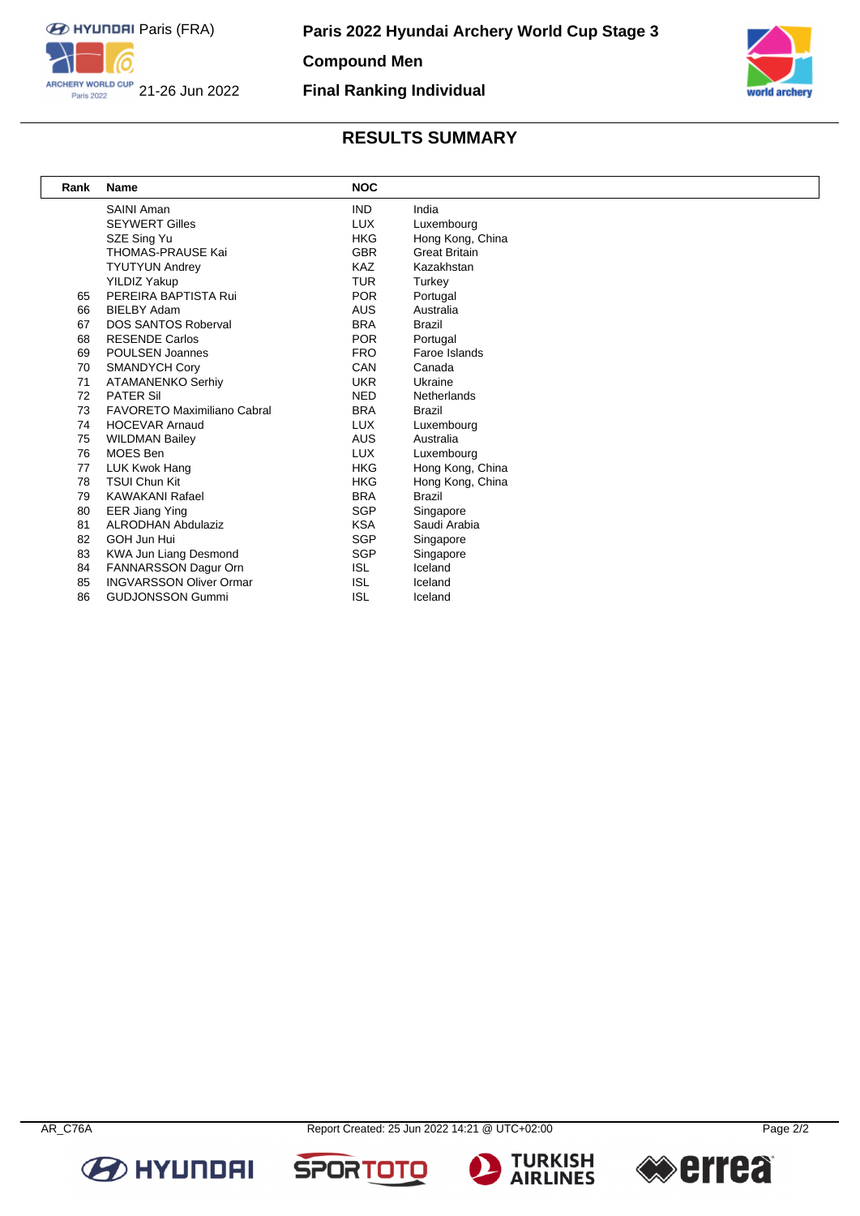# Paris 2022 Hyundai Archery World Cup Stage 3

**Compound Men**

**Final Ranking Individual**

Paris (FRA)

21-26 Jun 2022

## RESULTS SUMMARY

| Rank | Name | NOC | |
|---|---|---|---|
| | SAINI Aman | IND | India |
| | SEYWERT Gilles | LUX | Luxembourg |
| | SZE Sing Yu | HKG | Hong Kong, China |
| | THOMAS-PRAUSE Kai | GBR | Great Britain |
| | TYUTYUN Andrey | KAZ | Kazakhstan |
| | YILDIZ Yakup | TUR | Turkey |
| 65 | PEREIRA BAPTISTA Rui | POR | Portugal |
| 66 | BIELBY Adam | AUS | Australia |
| 67 | DOS SANTOS Roberval | BRA | Brazil |
| 68 | RESENDE Carlos | POR | Portugal |
| 69 | POULSEN Joannes | FRO | Faroe Islands |
| 70 | SMANDYCH Cory | CAN | Canada |
| 71 | ATAMANENKO Serhiy | UKR | Ukraine |
| 72 | PATER Sil | NED | Netherlands |
| 73 | FAVORETO Maximiliano Cabral | BRA | Brazil |
| 74 | HOCEVAR Arnaud | LUX | Luxembourg |
| 75 | WILDMAN Bailey | AUS | Australia |
| 76 | MOES Ben | LUX | Luxembourg |
| 77 | LUK Kwok Hang | HKG | Hong Kong, China |
| 78 | TSUI Chun Kit | HKG | Hong Kong, China |
| 79 | KAWAKANI Rafael | BRA | Brazil |
| 80 | EER Jiang Ying | SGP | Singapore |
| 81 | ALRODHAN Abdulaziz | KSA | Saudi Arabia |
| 82 | GOH Jun Hui | SGP | Singapore |
| 83 | KWA Jun Liang Desmond | SGP | Singapore |
| 84 | FANNARSSON Dagur Orn | ISL | Iceland |
| 85 | INGVARSSON Oliver Ormar | ISL | Iceland |
| 86 | GUDJONSSON Gummi | ISL | Iceland |

AR_C76A

Report Created: 25 Jun 2022 14:21 @ UTC+02:00